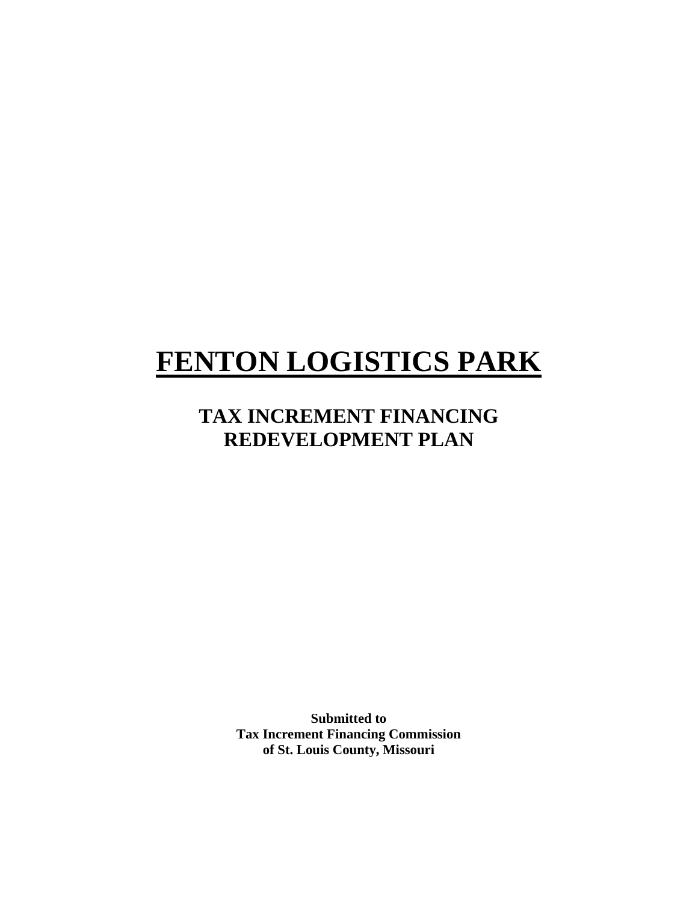# FENTON LOGISTICS PARK

## TAX INCREMENT FINANCING REDEVELOPMENT PLAN

**Submitted to**
**Tax Increment Financing Commission**
**of St. Louis County, Missouri**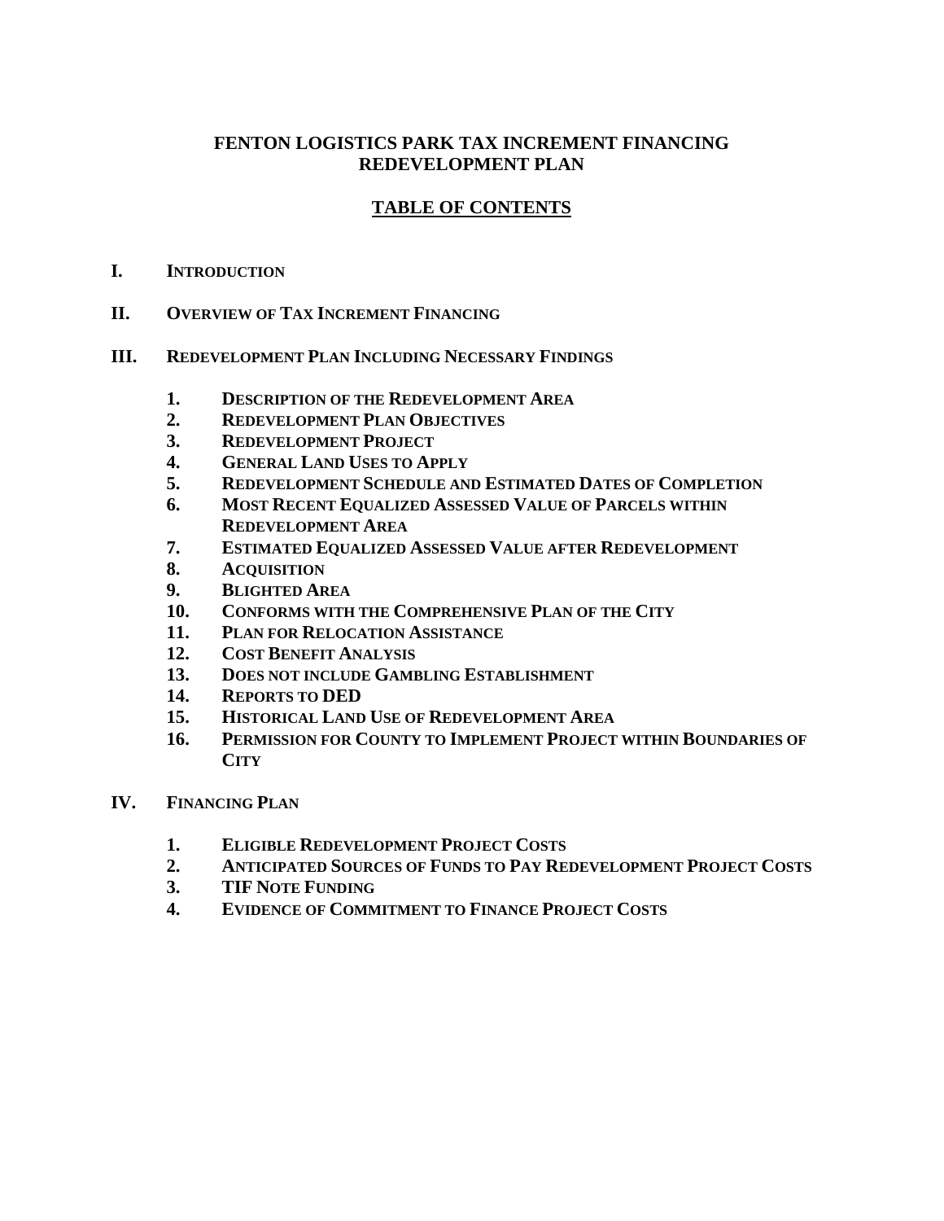# FENTON LOGISTICS PARK TAX INCREMENT FINANCING REDEVELOPMENT PLAN

## TABLE OF CONTENTS

**I. INTRODUCTION**

**II. OVERVIEW OF TAX INCREMENT FINANCING**

**III. REDEVELOPMENT PLAN INCLUDING NECESSARY FINDINGS**

1. **DESCRIPTION OF THE REDEVELOPMENT AREA**
2. **REDEVELOPMENT PLAN OBJECTIVES**
3. **REDEVELOPMENT PROJECT**
4. **GENERAL LAND USES TO APPLY**
5. **REDEVELOPMENT SCHEDULE AND ESTIMATED DATES OF COMPLETION**
6. **MOST RECENT EQUALIZED ASSESSED VALUE OF PARCELS WITHIN REDEVELOPMENT AREA**
7. **ESTIMATED EQUALIZED ASSESSED VALUE AFTER REDEVELOPMENT**
8. **ACQUISITION**
9. **BLIGHTED AREA**
10. **CONFORMS WITH THE COMPREHENSIVE PLAN OF THE CITY**
11. **PLAN FOR RELOCATION ASSISTANCE**
12. **COST BENEFIT ANALYSIS**
13. **DOES NOT INCLUDE GAMBLING ESTABLISHMENT**
14. **REPORTS TO DED**
15. **HISTORICAL LAND USE OF REDEVELOPMENT AREA**
16. **PERMISSION FOR COUNTY TO IMPLEMENT PROJECT WITHIN BOUNDARIES OF CITY**

**IV. FINANCING PLAN**

1. **ELIGIBLE REDEVELOPMENT PROJECT COSTS**
2. **ANTICIPATED SOURCES OF FUNDS TO PAY REDEVELOPMENT PROJECT COSTS**
3. **TIF NOTE FUNDING**
4. **EVIDENCE OF COMMITMENT TO FINANCE PROJECT COSTS**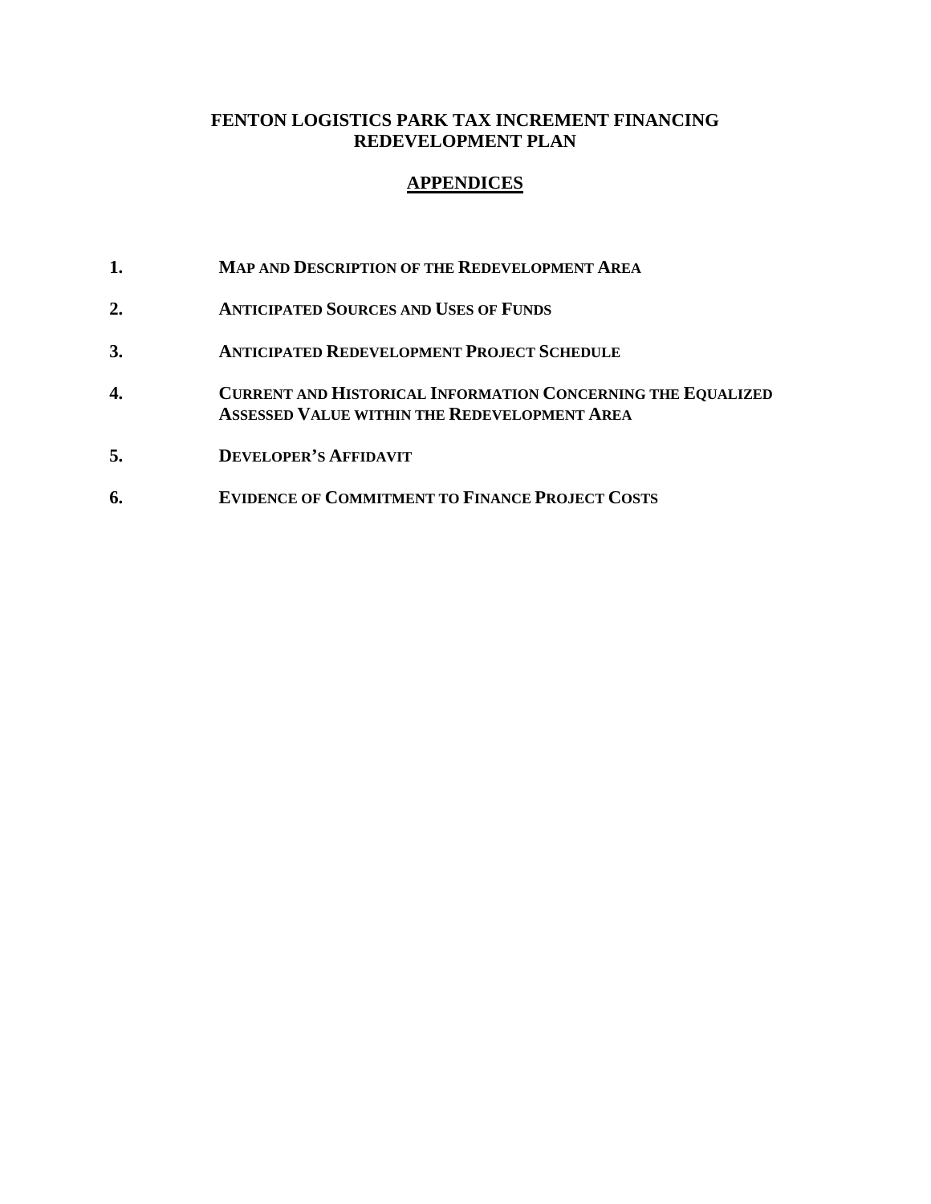# FENTON LOGISTICS PARK TAX INCREMENT FINANCING REDEVELOPMENT PLAN

## APPENDICES

1. **MAP AND DESCRIPTION OF THE REDEVELOPMENT AREA**
2. **ANTICIPATED SOURCES AND USES OF FUNDS**
3. **ANTICIPATED REDEVELOPMENT PROJECT SCHEDULE**
4. **CURRENT AND HISTORICAL INFORMATION CONCERNING THE EQUALIZED ASSESSED VALUE WITHIN THE REDEVELOPMENT AREA**
5. **DEVELOPER'S AFFIDAVIT**
6. **EVIDENCE OF COMMITMENT TO FINANCE PROJECT COSTS**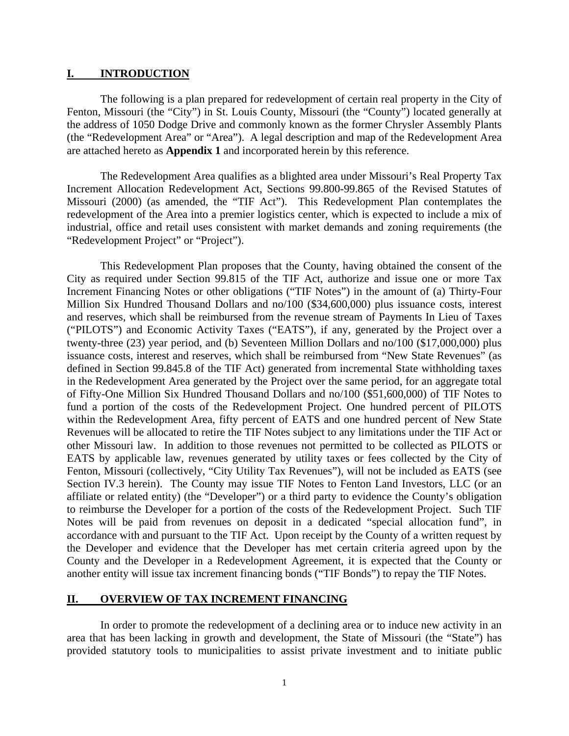## I. INTRODUCTION

The following is a plan prepared for redevelopment of certain real property in the City of Fenton, Missouri (the "City") in St. Louis County, Missouri (the "County") located generally at the address of 1050 Dodge Drive and commonly known as the former Chrysler Assembly Plants (the "Redevelopment Area" or "Area"). A legal description and map of the Redevelopment Area are attached hereto as **Appendix 1** and incorporated herein by this reference.

The Redevelopment Area qualifies as a blighted area under Missouri's Real Property Tax Increment Allocation Redevelopment Act, Sections 99.800-99.865 of the Revised Statutes of Missouri (2000) (as amended, the "TIF Act"). This Redevelopment Plan contemplates the redevelopment of the Area into a premier logistics center, which is expected to include a mix of industrial, office and retail uses consistent with market demands and zoning requirements (the "Redevelopment Project" or "Project").

This Redevelopment Plan proposes that the County, having obtained the consent of the City as required under Section 99.815 of the TIF Act, authorize and issue one or more Tax Increment Financing Notes or other obligations ("TIF Notes") in the amount of (a) Thirty-Four Million Six Hundred Thousand Dollars and no/100 ($34,600,000) plus issuance costs, interest and reserves, which shall be reimbursed from the revenue stream of Payments In Lieu of Taxes ("PILOTS") and Economic Activity Taxes ("EATS"), if any, generated by the Project over a twenty-three (23) year period, and (b) Seventeen Million Dollars and no/100 ($17,000,000) plus issuance costs, interest and reserves, which shall be reimbursed from "New State Revenues" (as defined in Section 99.845.8 of the TIF Act) generated from incremental State withholding taxes in the Redevelopment Area generated by the Project over the same period, for an aggregate total of Fifty-One Million Six Hundred Thousand Dollars and no/100 ($51,600,000) of TIF Notes to fund a portion of the costs of the Redevelopment Project. One hundred percent of PILOTS within the Redevelopment Area, fifty percent of EATS and one hundred percent of New State Revenues will be allocated to retire the TIF Notes subject to any limitations under the TIF Act or other Missouri law. In addition to those revenues not permitted to be collected as PILOTS or EATS by applicable law, revenues generated by utility taxes or fees collected by the City of Fenton, Missouri (collectively, "City Utility Tax Revenues"), will not be included as EATS (see Section IV.3 herein). The County may issue TIF Notes to Fenton Land Investors, LLC (or an affiliate or related entity) (the "Developer") or a third party to evidence the County's obligation to reimburse the Developer for a portion of the costs of the Redevelopment Project. Such TIF Notes will be paid from revenues on deposit in a dedicated "special allocation fund", in accordance with and pursuant to the TIF Act. Upon receipt by the County of a written request by the Developer and evidence that the Developer has met certain criteria agreed upon by the County and the Developer in a Redevelopment Agreement, it is expected that the County or another entity will issue tax increment financing bonds ("TIF Bonds") to repay the TIF Notes.

## II. OVERVIEW OF TAX INCREMENT FINANCING

In order to promote the redevelopment of a declining area or to induce new activity in an area that has been lacking in growth and development, the State of Missouri (the "State") has provided statutory tools to municipalities to assist private investment and to initiate public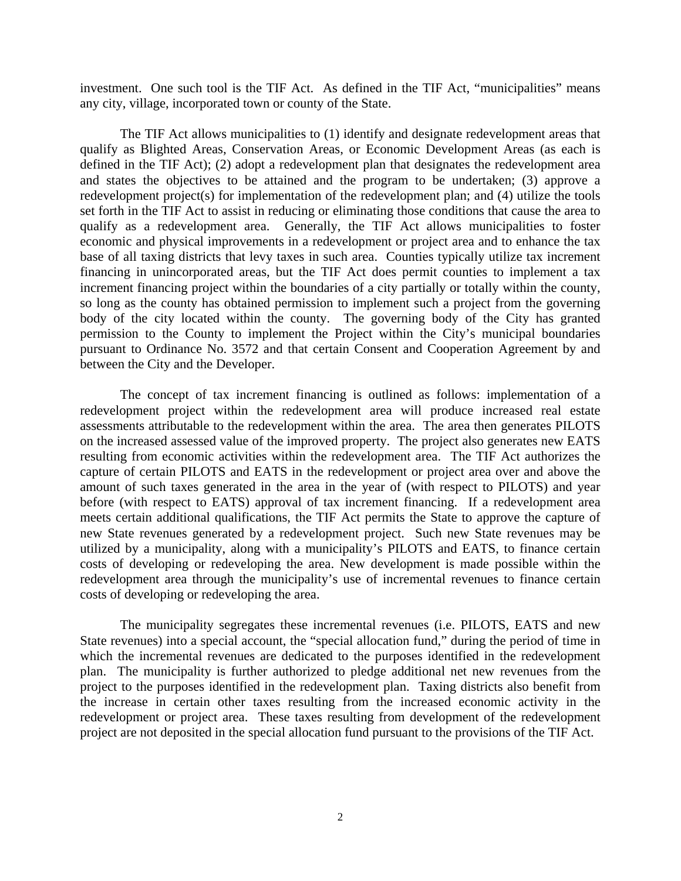investment. One such tool is the TIF Act. As defined in the TIF Act, "municipalities" means any city, village, incorporated town or county of the State.

The TIF Act allows municipalities to (1) identify and designate redevelopment areas that qualify as Blighted Areas, Conservation Areas, or Economic Development Areas (as each is defined in the TIF Act); (2) adopt a redevelopment plan that designates the redevelopment area and states the objectives to be attained and the program to be undertaken; (3) approve a redevelopment project(s) for implementation of the redevelopment plan; and (4) utilize the tools set forth in the TIF Act to assist in reducing or eliminating those conditions that cause the area to qualify as a redevelopment area. Generally, the TIF Act allows municipalities to foster economic and physical improvements in a redevelopment or project area and to enhance the tax base of all taxing districts that levy taxes in such area. Counties typically utilize tax increment financing in unincorporated areas, but the TIF Act does permit counties to implement a tax increment financing project within the boundaries of a city partially or totally within the county, so long as the county has obtained permission to implement such a project from the governing body of the city located within the county. The governing body of the City has granted permission to the County to implement the Project within the City's municipal boundaries pursuant to Ordinance No. 3572 and that certain Consent and Cooperation Agreement by and between the City and the Developer.

The concept of tax increment financing is outlined as follows: implementation of a redevelopment project within the redevelopment area will produce increased real estate assessments attributable to the redevelopment within the area. The area then generates PILOTS on the increased assessed value of the improved property. The project also generates new EATS resulting from economic activities within the redevelopment area. The TIF Act authorizes the capture of certain PILOTS and EATS in the redevelopment or project area over and above the amount of such taxes generated in the area in the year of (with respect to PILOTS) and year before (with respect to EATS) approval of tax increment financing. If a redevelopment area meets certain additional qualifications, the TIF Act permits the State to approve the capture of new State revenues generated by a redevelopment project. Such new State revenues may be utilized by a municipality, along with a municipality's PILOTS and EATS, to finance certain costs of developing or redeveloping the area. New development is made possible within the redevelopment area through the municipality's use of incremental revenues to finance certain costs of developing or redeveloping the area.

The municipality segregates these incremental revenues (i.e. PILOTS, EATS and new State revenues) into a special account, the "special allocation fund," during the period of time in which the incremental revenues are dedicated to the purposes identified in the redevelopment plan. The municipality is further authorized to pledge additional net new revenues from the project to the purposes identified in the redevelopment plan. Taxing districts also benefit from the increase in certain other taxes resulting from the increased economic activity in the redevelopment or project area. These taxes resulting from development of the redevelopment project are not deposited in the special allocation fund pursuant to the provisions of the TIF Act.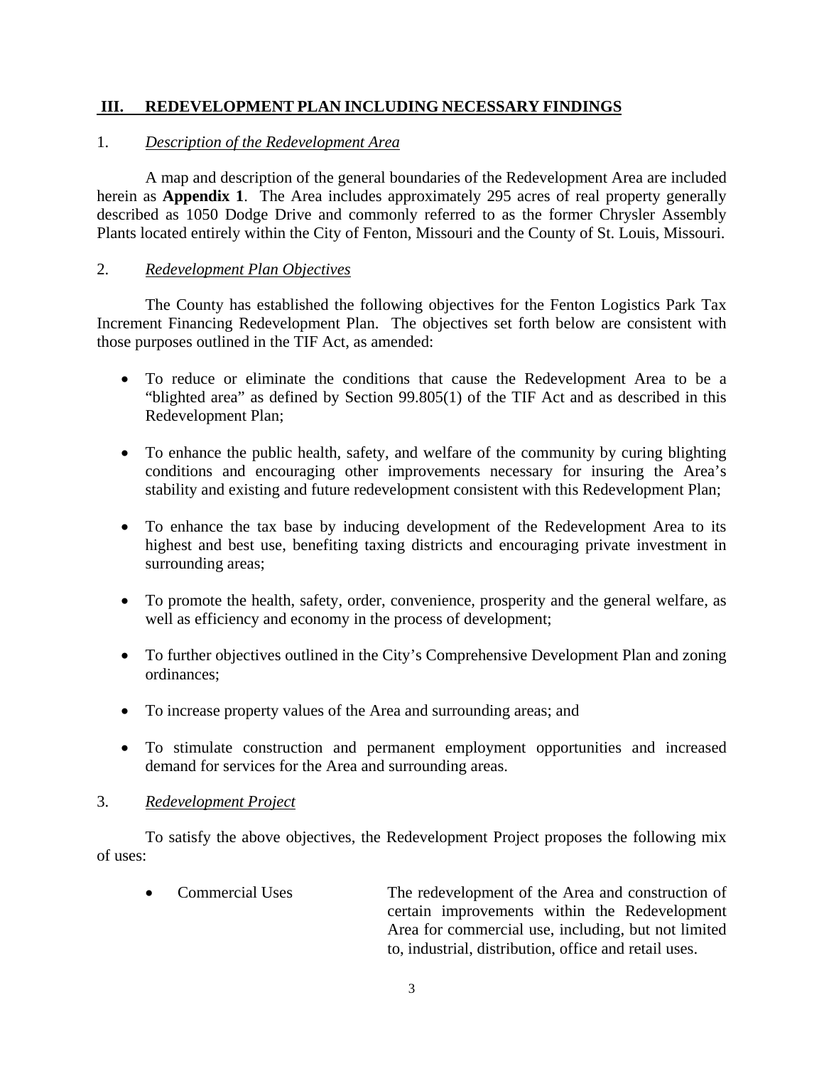## III. REDEVELOPMENT PLAN INCLUDING NECESSARY FINDINGS

### 1. *Description of the Redevelopment Area*

A map and description of the general boundaries of the Redevelopment Area are included herein as **Appendix 1**. The Area includes approximately 295 acres of real property generally described as 1050 Dodge Drive and commonly referred to as the former Chrysler Assembly Plants located entirely within the City of Fenton, Missouri and the County of St. Louis, Missouri.

### 2. *Redevelopment Plan Objectives*

The County has established the following objectives for the Fenton Logistics Park Tax Increment Financing Redevelopment Plan. The objectives set forth below are consistent with those purposes outlined in the TIF Act, as amended:

- To reduce or eliminate the conditions that cause the Redevelopment Area to be a "blighted area" as defined by Section 99.805(1) of the TIF Act and as described in this Redevelopment Plan;
- To enhance the public health, safety, and welfare of the community by curing blighting conditions and encouraging other improvements necessary for insuring the Area's stability and existing and future redevelopment consistent with this Redevelopment Plan;
- To enhance the tax base by inducing development of the Redevelopment Area to its highest and best use, benefiting taxing districts and encouraging private investment in surrounding areas;
- To promote the health, safety, order, convenience, prosperity and the general welfare, as well as efficiency and economy in the process of development;
- To further objectives outlined in the City's Comprehensive Development Plan and zoning ordinances;
- To increase property values of the Area and surrounding areas; and
- To stimulate construction and permanent employment opportunities and increased demand for services for the Area and surrounding areas.

### 3. *Redevelopment Project*

To satisfy the above objectives, the Redevelopment Project proposes the following mix of uses:

- Commercial Uses — The redevelopment of the Area and construction of certain improvements within the Redevelopment Area for commercial use, including, but not limited to, industrial, distribution, office and retail uses.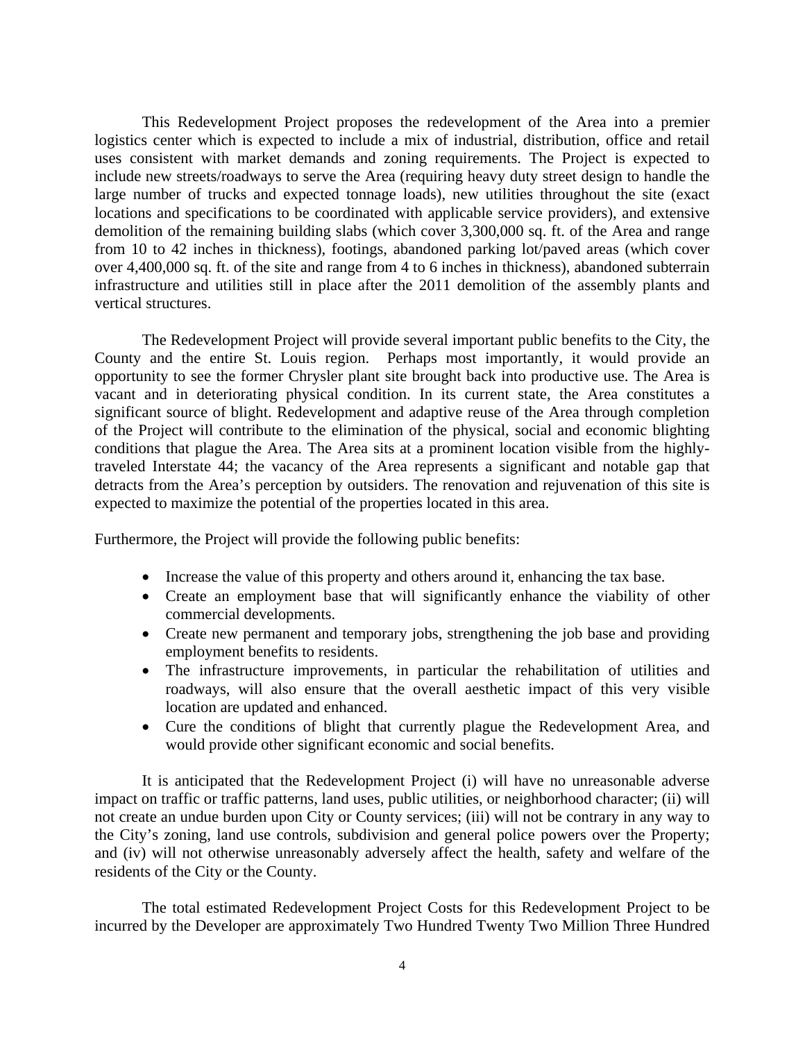This Redevelopment Project proposes the redevelopment of the Area into a premier logistics center which is expected to include a mix of industrial, distribution, office and retail uses consistent with market demands and zoning requirements. The Project is expected to include new streets/roadways to serve the Area (requiring heavy duty street design to handle the large number of trucks and expected tonnage loads), new utilities throughout the site (exact locations and specifications to be coordinated with applicable service providers), and extensive demolition of the remaining building slabs (which cover 3,300,000 sq. ft. of the Area and range from 10 to 42 inches in thickness), footings, abandoned parking lot/paved areas (which cover over 4,400,000 sq. ft. of the site and range from 4 to 6 inches in thickness), abandoned subterrain infrastructure and utilities still in place after the 2011 demolition of the assembly plants and vertical structures.

The Redevelopment Project will provide several important public benefits to the City, the County and the entire St. Louis region. Perhaps most importantly, it would provide an opportunity to see the former Chrysler plant site brought back into productive use. The Area is vacant and in deteriorating physical condition. In its current state, the Area constitutes a significant source of blight. Redevelopment and adaptive reuse of the Area through completion of the Project will contribute to the elimination of the physical, social and economic blighting conditions that plague the Area. The Area sits at a prominent location visible from the highly-traveled Interstate 44; the vacancy of the Area represents a significant and notable gap that detracts from the Area's perception by outsiders. The renovation and rejuvenation of this site is expected to maximize the potential of the properties located in this area.

Furthermore, the Project will provide the following public benefits:

- Increase the value of this property and others around it, enhancing the tax base.
- Create an employment base that will significantly enhance the viability of other commercial developments.
- Create new permanent and temporary jobs, strengthening the job base and providing employment benefits to residents.
- The infrastructure improvements, in particular the rehabilitation of utilities and roadways, will also ensure that the overall aesthetic impact of this very visible location are updated and enhanced.
- Cure the conditions of blight that currently plague the Redevelopment Area, and would provide other significant economic and social benefits.

It is anticipated that the Redevelopment Project (i) will have no unreasonable adverse impact on traffic or traffic patterns, land uses, public utilities, or neighborhood character; (ii) will not create an undue burden upon City or County services; (iii) will not be contrary in any way to the City's zoning, land use controls, subdivision and general police powers over the Property; and (iv) will not otherwise unreasonably adversely affect the health, safety and welfare of the residents of the City or the County.

The total estimated Redevelopment Project Costs for this Redevelopment Project to be incurred by the Developer are approximately Two Hundred Twenty Two Million Three Hundred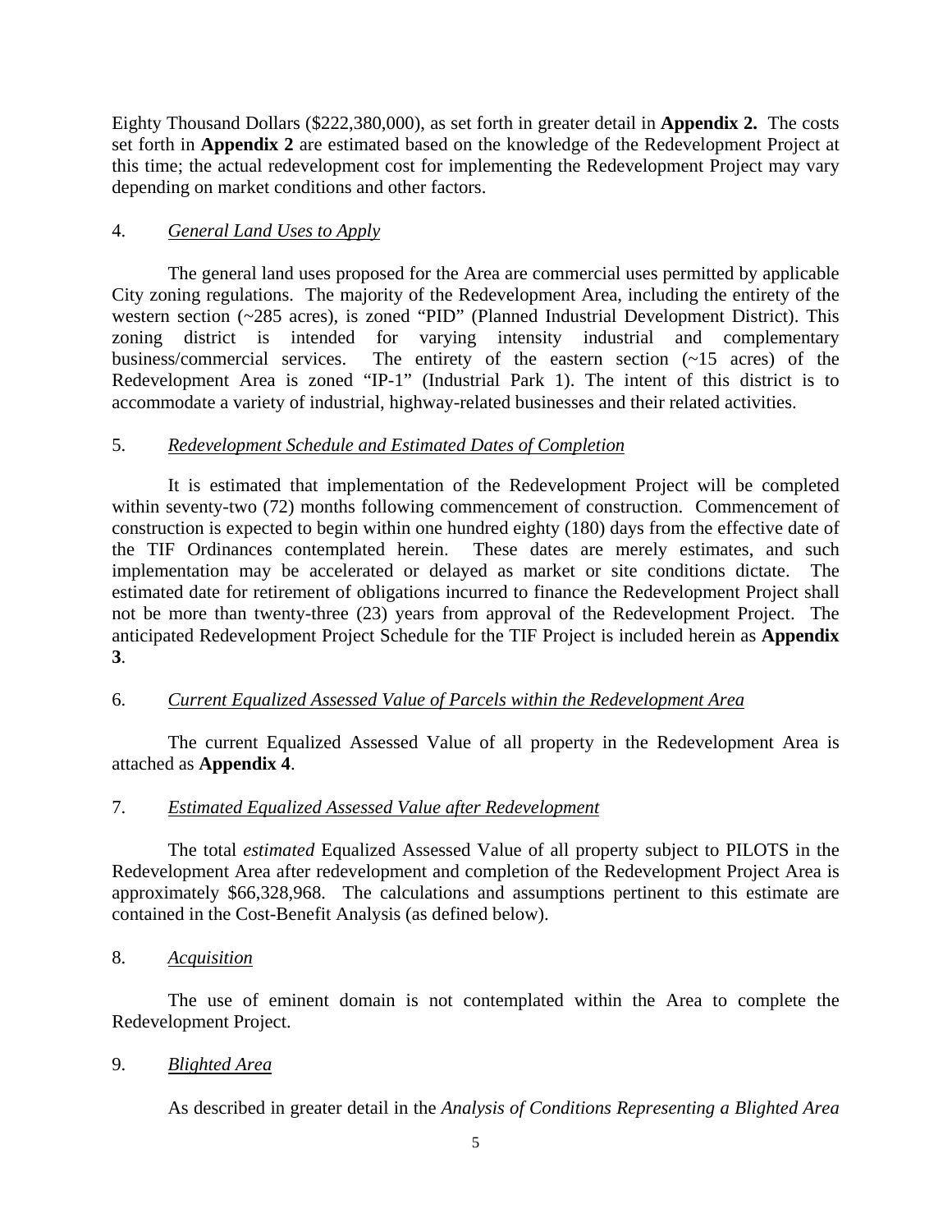Eighty Thousand Dollars ($222,380,000), as set forth in greater detail in **Appendix 2.** The costs set forth in **Appendix 2** are estimated based on the knowledge of the Redevelopment Project at this time; the actual redevelopment cost for implementing the Redevelopment Project may vary depending on market conditions and other factors.

4. *General Land Uses to Apply*

The general land uses proposed for the Area are commercial uses permitted by applicable City zoning regulations. The majority of the Redevelopment Area, including the entirety of the western section (~285 acres), is zoned "PID" (Planned Industrial Development District). This zoning district is intended for varying intensity industrial and complementary business/commercial services. The entirety of the eastern section (~15 acres) of the Redevelopment Area is zoned "IP-1" (Industrial Park 1). The intent of this district is to accommodate a variety of industrial, highway-related businesses and their related activities.

5. *Redevelopment Schedule and Estimated Dates of Completion*

It is estimated that implementation of the Redevelopment Project will be completed within seventy-two (72) months following commencement of construction. Commencement of construction is expected to begin within one hundred eighty (180) days from the effective date of the TIF Ordinances contemplated herein. These dates are merely estimates, and such implementation may be accelerated or delayed as market or site conditions dictate. The estimated date for retirement of obligations incurred to finance the Redevelopment Project shall not be more than twenty-three (23) years from approval of the Redevelopment Project. The anticipated Redevelopment Project Schedule for the TIF Project is included herein as **Appendix 3**.

6. *Current Equalized Assessed Value of Parcels within the Redevelopment Area*

The current Equalized Assessed Value of all property in the Redevelopment Area is attached as **Appendix 4**.

7. *Estimated Equalized Assessed Value after Redevelopment*

The total *estimated* Equalized Assessed Value of all property subject to PILOTS in the Redevelopment Area after redevelopment and completion of the Redevelopment Project Area is approximately $66,328,968. The calculations and assumptions pertinent to this estimate are contained in the Cost-Benefit Analysis (as defined below).

8. *Acquisition*

The use of eminent domain is not contemplated within the Area to complete the Redevelopment Project.

9. *Blighted Area*

As described in greater detail in the *Analysis of Conditions Representing a Blighted Area*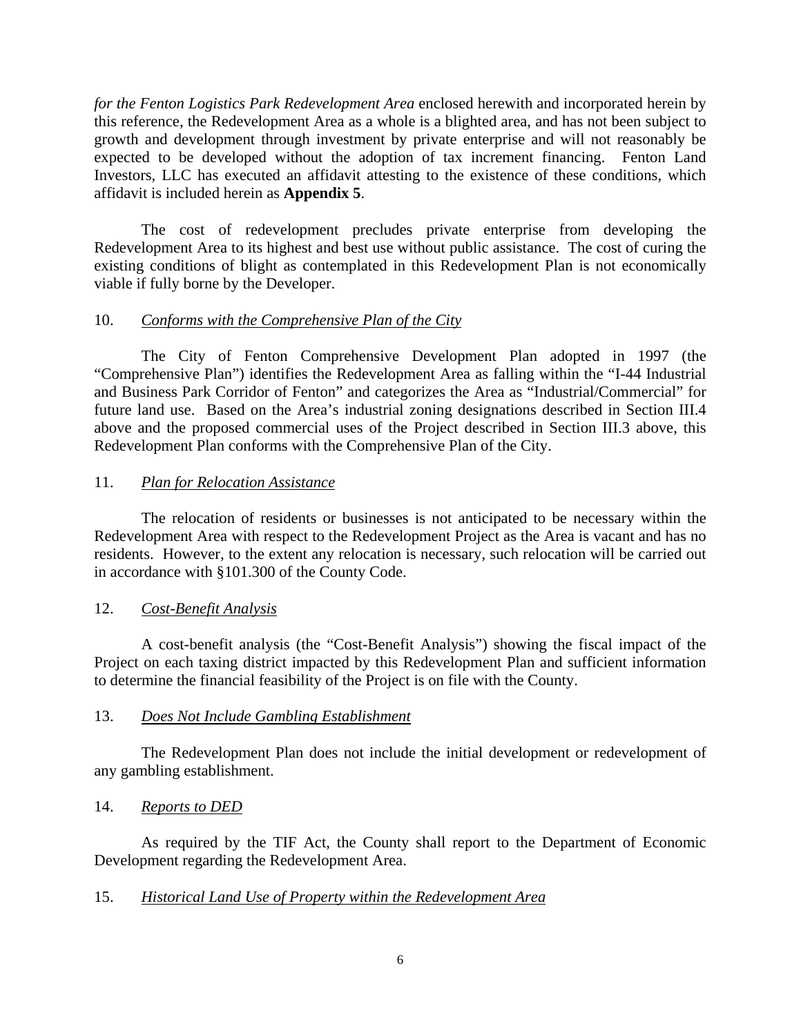*for the Fenton Logistics Park Redevelopment Area* enclosed herewith and incorporated herein by this reference, the Redevelopment Area as a whole is a blighted area, and has not been subject to growth and development through investment by private enterprise and will not reasonably be expected to be developed without the adoption of tax increment financing. Fenton Land Investors, LLC has executed an affidavit attesting to the existence of these conditions, which affidavit is included herein as **Appendix 5**.

The cost of redevelopment precludes private enterprise from developing the Redevelopment Area to its highest and best use without public assistance. The cost of curing the existing conditions of blight as contemplated in this Redevelopment Plan is not economically viable if fully borne by the Developer.

10. *Conforms with the Comprehensive Plan of the City*

The City of Fenton Comprehensive Development Plan adopted in 1997 (the "Comprehensive Plan") identifies the Redevelopment Area as falling within the "I-44 Industrial and Business Park Corridor of Fenton" and categorizes the Area as "Industrial/Commercial" for future land use. Based on the Area's industrial zoning designations described in Section III.4 above and the proposed commercial uses of the Project described in Section III.3 above, this Redevelopment Plan conforms with the Comprehensive Plan of the City.

11. *Plan for Relocation Assistance*

The relocation of residents or businesses is not anticipated to be necessary within the Redevelopment Area with respect to the Redevelopment Project as the Area is vacant and has no residents. However, to the extent any relocation is necessary, such relocation will be carried out in accordance with §101.300 of the County Code.

12. *Cost-Benefit Analysis*

A cost-benefit analysis (the "Cost-Benefit Analysis") showing the fiscal impact of the Project on each taxing district impacted by this Redevelopment Plan and sufficient information to determine the financial feasibility of the Project is on file with the County.

13. *Does Not Include Gambling Establishment*

The Redevelopment Plan does not include the initial development or redevelopment of any gambling establishment.

14. *Reports to DED*

As required by the TIF Act, the County shall report to the Department of Economic Development regarding the Redevelopment Area.

15. *Historical Land Use of Property within the Redevelopment Area*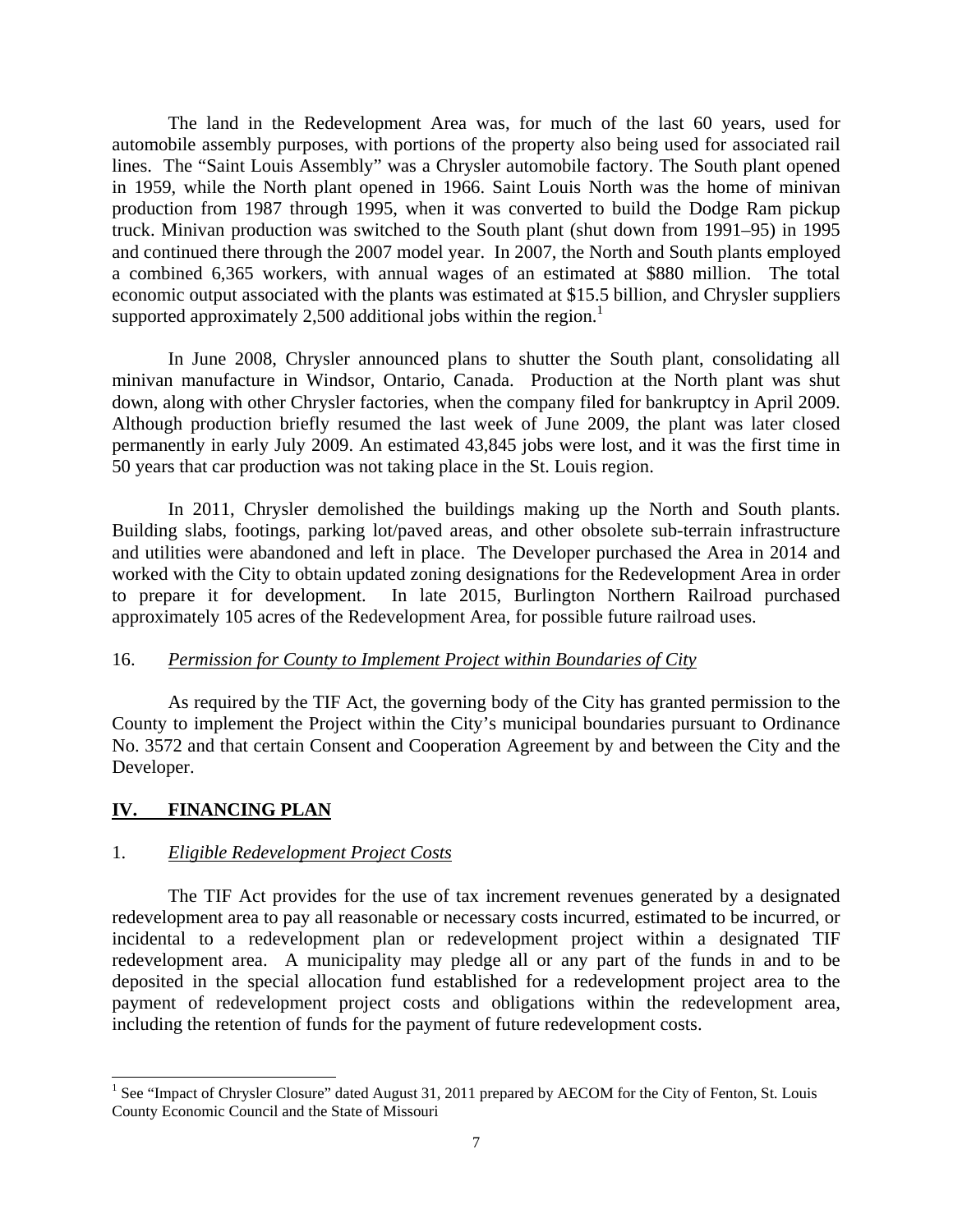The land in the Redevelopment Area was, for much of the last 60 years, used for automobile assembly purposes, with portions of the property also being used for associated rail lines. The "Saint Louis Assembly" was a Chrysler automobile factory. The South plant opened in 1959, while the North plant opened in 1966. Saint Louis North was the home of minivan production from 1987 through 1995, when it was converted to build the Dodge Ram pickup truck. Minivan production was switched to the South plant (shut down from 1991–95) in 1995 and continued there through the 2007 model year. In 2007, the North and South plants employed a combined 6,365 workers, with annual wages of an estimated at $880 million. The total economic output associated with the plants was estimated at $15.5 billion, and Chrysler suppliers supported approximately 2,500 additional jobs within the region.[1]

In June 2008, Chrysler announced plans to shutter the South plant, consolidating all minivan manufacture in Windsor, Ontario, Canada. Production at the North plant was shut down, along with other Chrysler factories, when the company filed for bankruptcy in April 2009. Although production briefly resumed the last week of June 2009, the plant was later closed permanently in early July 2009. An estimated 43,845 jobs were lost, and it was the first time in 50 years that car production was not taking place in the St. Louis region.

In 2011, Chrysler demolished the buildings making up the North and South plants. Building slabs, footings, parking lot/paved areas, and other obsolete sub-terrain infrastructure and utilities were abandoned and left in place. The Developer purchased the Area in 2014 and worked with the City to obtain updated zoning designations for the Redevelopment Area in order to prepare it for development. In late 2015, Burlington Northern Railroad purchased approximately 105 acres of the Redevelopment Area, for possible future railroad uses.

16. *Permission for County to Implement Project within Boundaries of City*

As required by the TIF Act, the governing body of the City has granted permission to the County to implement the Project within the City's municipal boundaries pursuant to Ordinance No. 3572 and that certain Consent and Cooperation Agreement by and between the City and the Developer.

## IV. FINANCING PLAN

1. *Eligible Redevelopment Project Costs*

The TIF Act provides for the use of tax increment revenues generated by a designated redevelopment area to pay all reasonable or necessary costs incurred, estimated to be incurred, or incidental to a redevelopment plan or redevelopment project within a designated TIF redevelopment area. A municipality may pledge all or any part of the funds in and to be deposited in the special allocation fund established for a redevelopment project area to the payment of redevelopment project costs and obligations within the redevelopment area, including the retention of funds for the payment of future redevelopment costs.

---

[1] See "Impact of Chrysler Closure" dated August 31, 2011 prepared by AECOM for the City of Fenton, St. Louis County Economic Council and the State of Missouri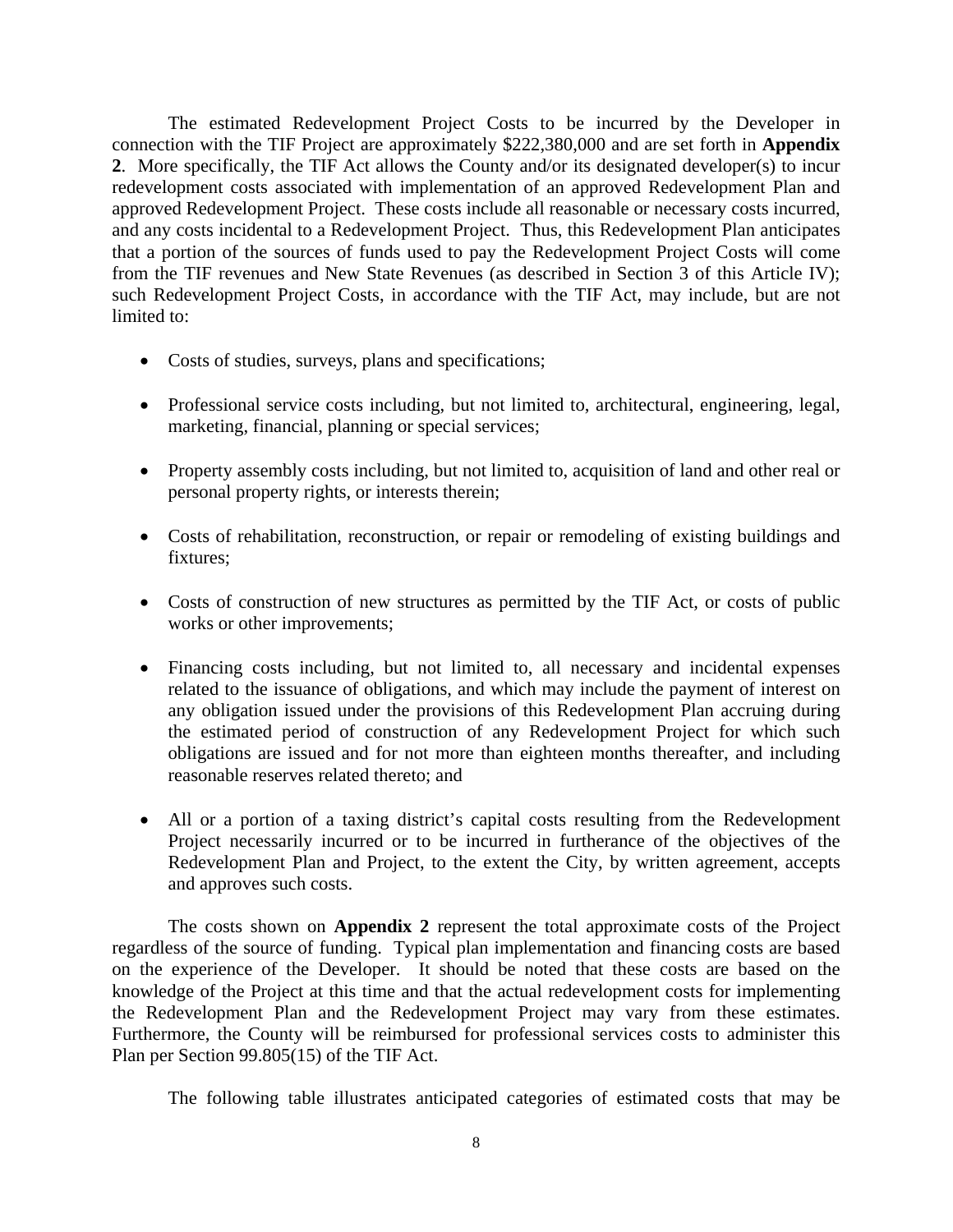The estimated Redevelopment Project Costs to be incurred by the Developer in connection with the TIF Project are approximately $222,380,000 and are set forth in **Appendix 2**. More specifically, the TIF Act allows the County and/or its designated developer(s) to incur redevelopment costs associated with implementation of an approved Redevelopment Plan and approved Redevelopment Project. These costs include all reasonable or necessary costs incurred, and any costs incidental to a Redevelopment Project. Thus, this Redevelopment Plan anticipates that a portion of the sources of funds used to pay the Redevelopment Project Costs will come from the TIF revenues and New State Revenues (as described in Section 3 of this Article IV); such Redevelopment Project Costs, in accordance with the TIF Act, may include, but are not limited to:

- Costs of studies, surveys, plans and specifications;
- Professional service costs including, but not limited to, architectural, engineering, legal, marketing, financial, planning or special services;
- Property assembly costs including, but not limited to, acquisition of land and other real or personal property rights, or interests therein;
- Costs of rehabilitation, reconstruction, or repair or remodeling of existing buildings and fixtures;
- Costs of construction of new structures as permitted by the TIF Act, or costs of public works or other improvements;
- Financing costs including, but not limited to, all necessary and incidental expenses related to the issuance of obligations, and which may include the payment of interest on any obligation issued under the provisions of this Redevelopment Plan accruing during the estimated period of construction of any Redevelopment Project for which such obligations are issued and for not more than eighteen months thereafter, and including reasonable reserves related thereto; and
- All or a portion of a taxing district's capital costs resulting from the Redevelopment Project necessarily incurred or to be incurred in furtherance of the objectives of the Redevelopment Plan and Project, to the extent the City, by written agreement, accepts and approves such costs.

The costs shown on **Appendix 2** represent the total approximate costs of the Project regardless of the source of funding. Typical plan implementation and financing costs are based on the experience of the Developer. It should be noted that these costs are based on the knowledge of the Project at this time and that the actual redevelopment costs for implementing the Redevelopment Plan and the Redevelopment Project may vary from these estimates. Furthermore, the County will be reimbursed for professional services costs to administer this Plan per Section 99.805(15) of the TIF Act.

The following table illustrates anticipated categories of estimated costs that may be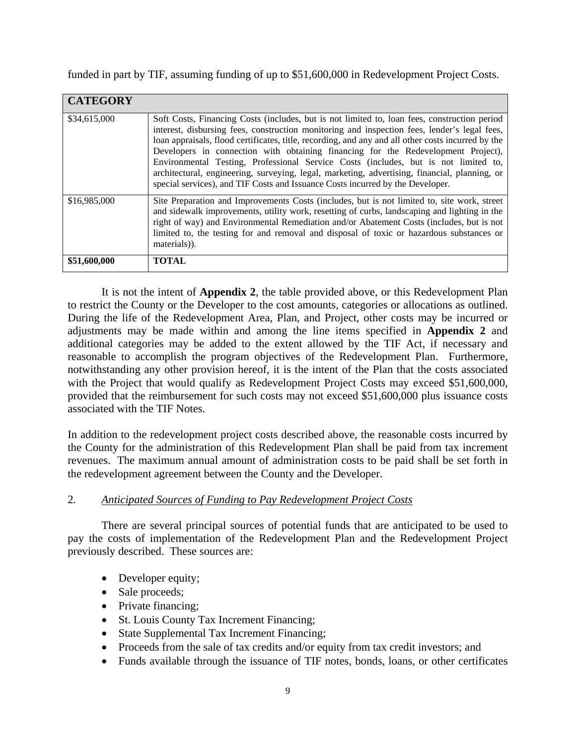funded in part by TIF, assuming funding of up to $51,600,000 in Redevelopment Project Costs.

| **CATEGORY** | |
|---|---|
| $34,615,000 | Soft Costs, Financing Costs (includes, but is not limited to, loan fees, construction period interest, disbursing fees, construction monitoring and inspection fees, lender's legal fees, loan appraisals, flood certificates, title, recording, and any and all other costs incurred by the Developers in connection with obtaining financing for the Redevelopment Project), Environmental Testing, Professional Service Costs (includes, but is not limited to, architectural, engineering, surveying, legal, marketing, advertising, financial, planning, or special services), and TIF Costs and Issuance Costs incurred by the Developer. |
| $16,985,000 | Site Preparation and Improvements Costs (includes, but is not limited to, site work, street and sidewalk improvements, utility work, resetting of curbs, landscaping and lighting in the right of way) and Environmental Remediation and/or Abatement Costs (includes, but is not limited to, the testing for and removal and disposal of toxic or hazardous substances or materials)). |
| **$51,600,000** | **TOTAL** |

It is not the intent of **Appendix 2**, the table provided above, or this Redevelopment Plan to restrict the County or the Developer to the cost amounts, categories or allocations as outlined. During the life of the Redevelopment Area, Plan, and Project, other costs may be incurred or adjustments may be made within and among the line items specified in **Appendix 2** and additional categories may be added to the extent allowed by the TIF Act, if necessary and reasonable to accomplish the program objectives of the Redevelopment Plan. Furthermore, notwithstanding any other provision hereof, it is the intent of the Plan that the costs associated with the Project that would qualify as Redevelopment Project Costs may exceed $51,600,000, provided that the reimbursement for such costs may not exceed $51,600,000 plus issuance costs associated with the TIF Notes.

In addition to the redevelopment project costs described above, the reasonable costs incurred by the County for the administration of this Redevelopment Plan shall be paid from tax increment revenues. The maximum annual amount of administration costs to be paid shall be set forth in the redevelopment agreement between the County and the Developer.

2. *Anticipated Sources of Funding to Pay Redevelopment Project Costs*

There are several principal sources of potential funds that are anticipated to be used to pay the costs of implementation of the Redevelopment Plan and the Redevelopment Project previously described. These sources are:

- Developer equity;
- Sale proceeds;
- Private financing;
- St. Louis County Tax Increment Financing;
- State Supplemental Tax Increment Financing;
- Proceeds from the sale of tax credits and/or equity from tax credit investors; and
- Funds available through the issuance of TIF notes, bonds, loans, or other certificates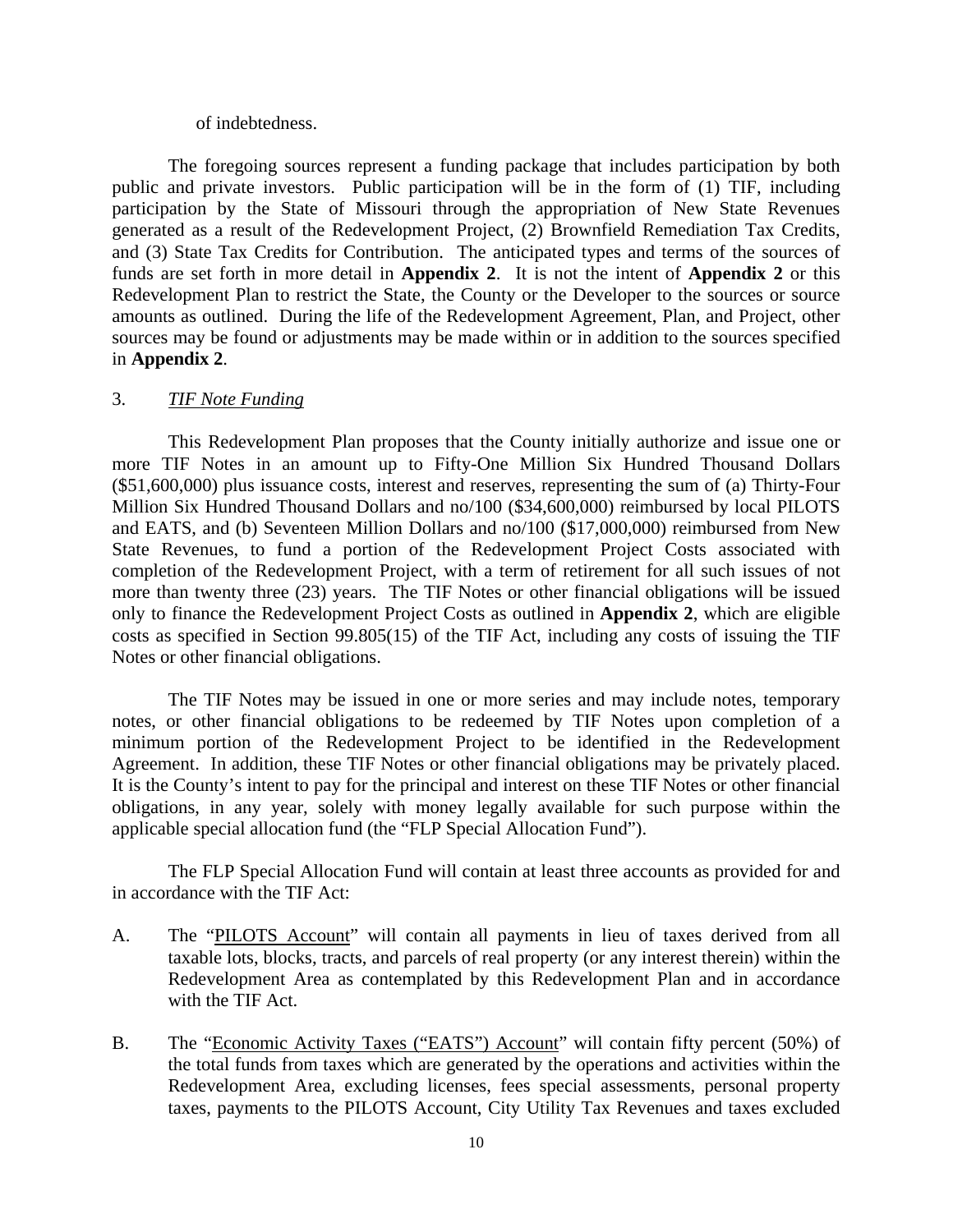of indebtedness.

The foregoing sources represent a funding package that includes participation by both public and private investors. Public participation will be in the form of (1) TIF, including participation by the State of Missouri through the appropriation of New State Revenues generated as a result of the Redevelopment Project, (2) Brownfield Remediation Tax Credits, and (3) State Tax Credits for Contribution. The anticipated types and terms of the sources of funds are set forth in more detail in **Appendix 2**. It is not the intent of **Appendix 2** or this Redevelopment Plan to restrict the State, the County or the Developer to the sources or source amounts as outlined. During the life of the Redevelopment Agreement, Plan, and Project, other sources may be found or adjustments may be made within or in addition to the sources specified in **Appendix 2**.

3. *TIF Note Funding*

This Redevelopment Plan proposes that the County initially authorize and issue one or more TIF Notes in an amount up to Fifty-One Million Six Hundred Thousand Dollars ($51,600,000) plus issuance costs, interest and reserves, representing the sum of (a) Thirty-Four Million Six Hundred Thousand Dollars and no/100 ($34,600,000) reimbursed by local PILOTS and EATS, and (b) Seventeen Million Dollars and no/100 ($17,000,000) reimbursed from New State Revenues, to fund a portion of the Redevelopment Project Costs associated with completion of the Redevelopment Project, with a term of retirement for all such issues of not more than twenty three (23) years. The TIF Notes or other financial obligations will be issued only to finance the Redevelopment Project Costs as outlined in **Appendix 2**, which are eligible costs as specified in Section 99.805(15) of the TIF Act, including any costs of issuing the TIF Notes or other financial obligations.

The TIF Notes may be issued in one or more series and may include notes, temporary notes, or other financial obligations to be redeemed by TIF Notes upon completion of a minimum portion of the Redevelopment Project to be identified in the Redevelopment Agreement. In addition, these TIF Notes or other financial obligations may be privately placed. It is the County's intent to pay for the principal and interest on these TIF Notes or other financial obligations, in any year, solely with money legally available for such purpose within the applicable special allocation fund (the "FLP Special Allocation Fund").

The FLP Special Allocation Fund will contain at least three accounts as provided for and in accordance with the TIF Act:

A. The "PILOTS Account" will contain all payments in lieu of taxes derived from all taxable lots, blocks, tracts, and parcels of real property (or any interest therein) within the Redevelopment Area as contemplated by this Redevelopment Plan and in accordance with the TIF Act.

B. The "Economic Activity Taxes ("EATS") Account" will contain fifty percent (50%) of the total funds from taxes which are generated by the operations and activities within the Redevelopment Area, excluding licenses, fees special assessments, personal property taxes, payments to the PILOTS Account, City Utility Tax Revenues and taxes excluded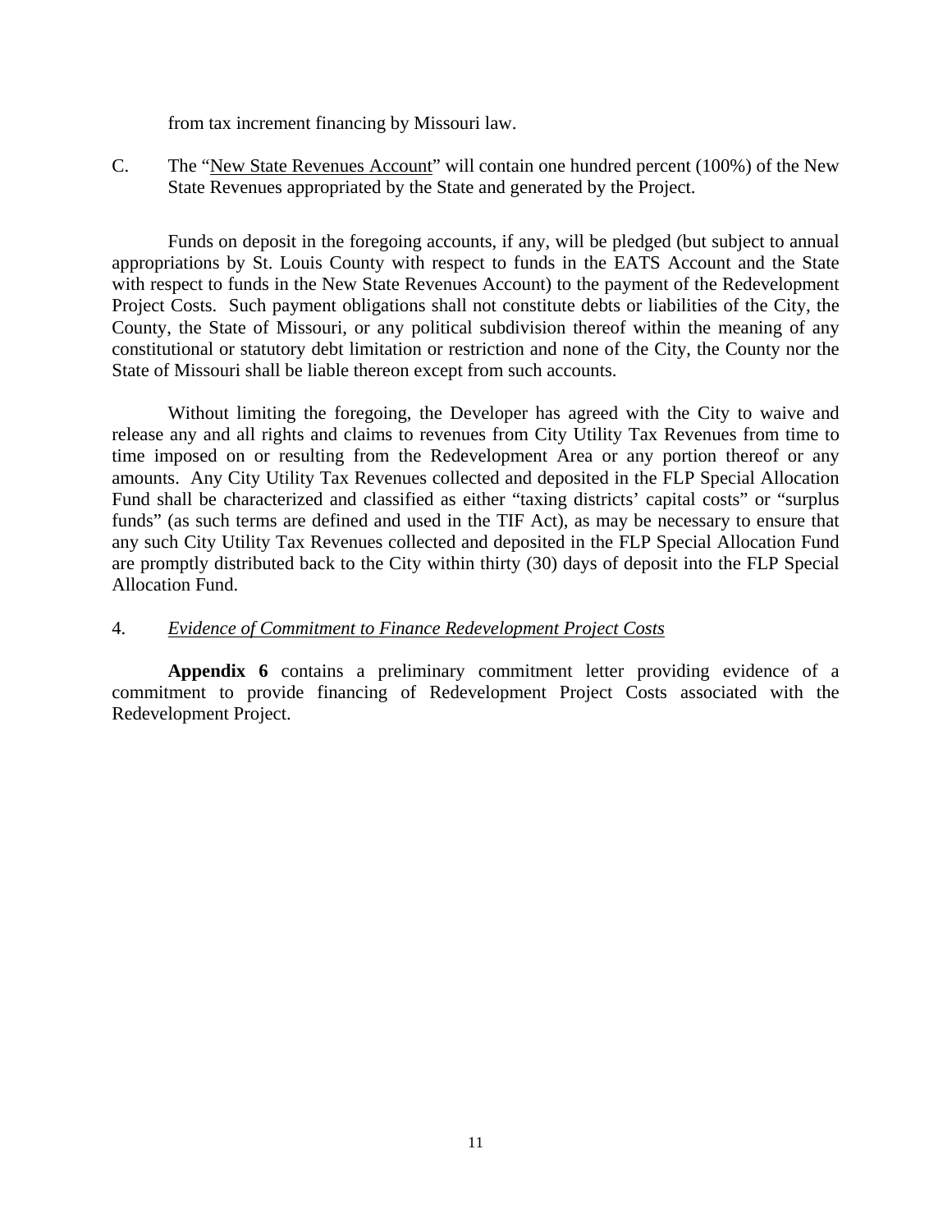from tax increment financing by Missouri law.

C. The "New State Revenues Account" will contain one hundred percent (100%) of the New State Revenues appropriated by the State and generated by the Project.

Funds on deposit in the foregoing accounts, if any, will be pledged (but subject to annual appropriations by St. Louis County with respect to funds in the EATS Account and the State with respect to funds in the New State Revenues Account) to the payment of the Redevelopment Project Costs. Such payment obligations shall not constitute debts or liabilities of the City, the County, the State of Missouri, or any political subdivision thereof within the meaning of any constitutional or statutory debt limitation or restriction and none of the City, the County nor the State of Missouri shall be liable thereon except from such accounts.

Without limiting the foregoing, the Developer has agreed with the City to waive and release any and all rights and claims to revenues from City Utility Tax Revenues from time to time imposed on or resulting from the Redevelopment Area or any portion thereof or any amounts. Any City Utility Tax Revenues collected and deposited in the FLP Special Allocation Fund shall be characterized and classified as either "taxing districts' capital costs" or "surplus funds" (as such terms are defined and used in the TIF Act), as may be necessary to ensure that any such City Utility Tax Revenues collected and deposited in the FLP Special Allocation Fund are promptly distributed back to the City within thirty (30) days of deposit into the FLP Special Allocation Fund.

4. *Evidence of Commitment to Finance Redevelopment Project Costs*

**Appendix 6** contains a preliminary commitment letter providing evidence of a commitment to provide financing of Redevelopment Project Costs associated with the Redevelopment Project.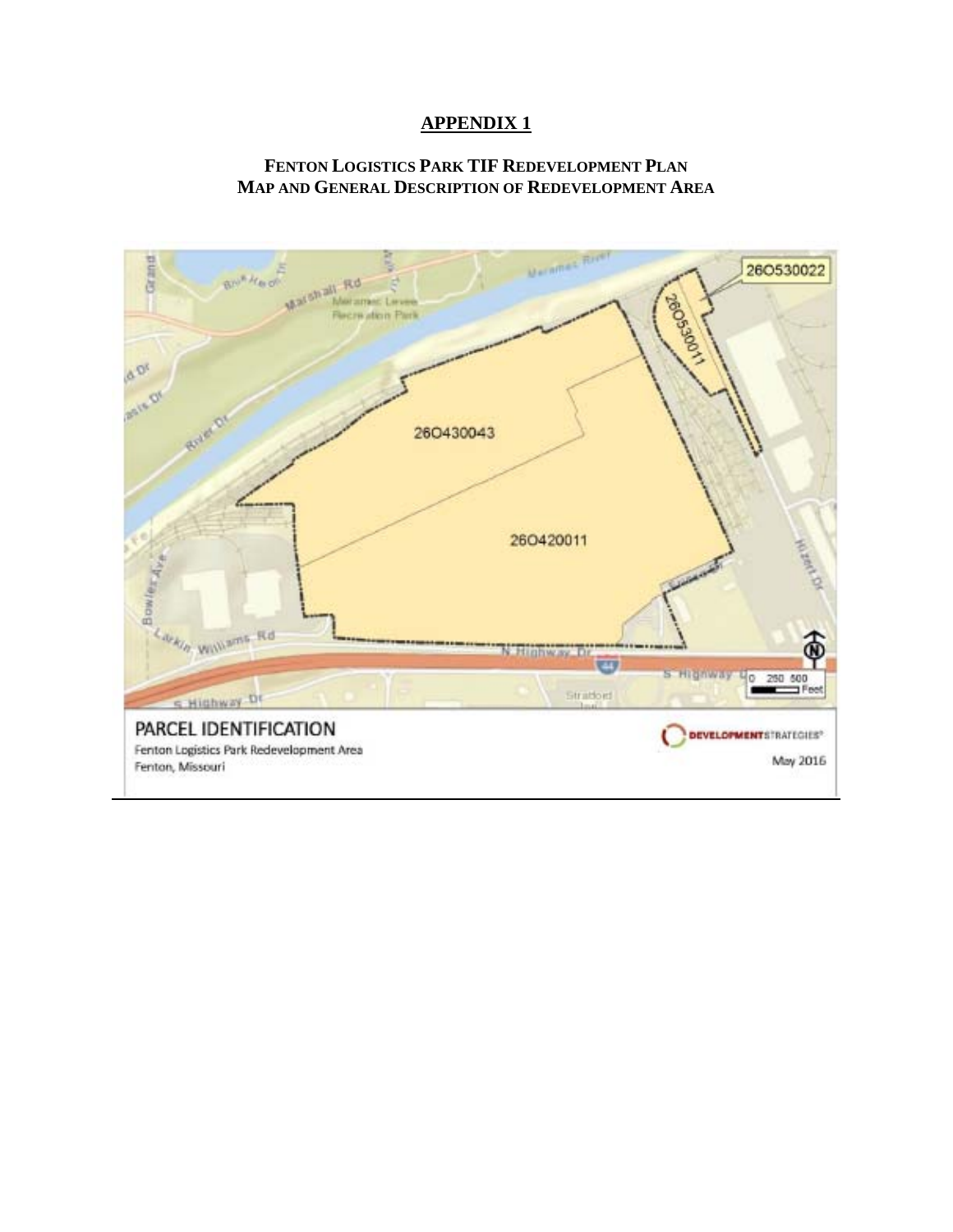# APPENDIX 1

## FENTON LOGISTICS PARK TIF REDEVELOPMENT PLAN MAP AND GENERAL DESCRIPTION OF REDEVELOPMENT AREA

PARCEL IDENTIFICATION

Fenton Logistics Park Redevelopment Area

Fenton, Missouri

DEVELOPMENTSTRATEGIES

May 2016

26O530022

26O530011

26O430043

26O420011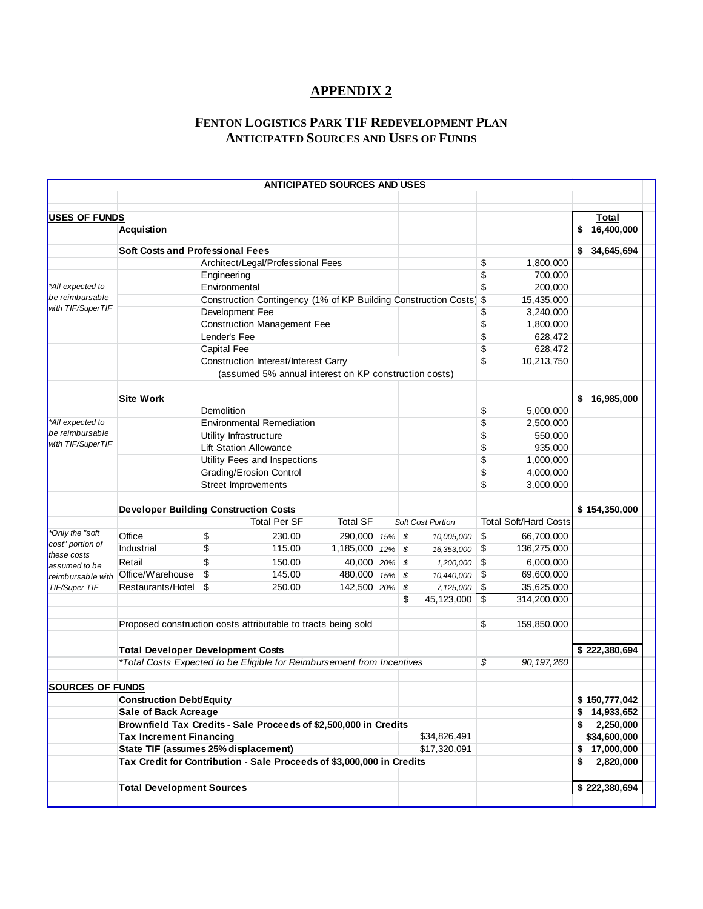# APPENDIX 2

## FENTON LOGISTICS PARK TIF REDEVELOPMENT PLAN
## ANTICIPATED SOURCES AND USES OF FUNDS

| ANTICIPATED SOURCES AND USES | | | | | | | | | |
|---|---|---|---|---|---|---|---|---|---|
| **USES OF FUNDS** | | | | | | | | | **Total** |
| | **Acquistion** | | | | | | | | $ 16,400,000 |
| | **Soft Costs and Professional Fees** | | | | | | | | $ 34,645,694 |
| | | Architect/Legal/Professional Fees | | | | | | $ 1,800,000 | |
| | | Engineering | | | | | | $ 700,000 | |
| *All expected to be reimbursable with TIF/SuperTIF | | Environmental | | | | | | $ 200,000 | |
| | | Construction Contingency (1% of KP Building Construction Costs) | | | | | | $ 15,435,000 | |
| | | Development Fee | | | | | | $ 3,240,000 | |
| | | Construction Management Fee | | | | | | $ 1,800,000 | |
| | | Lender's Fee | | | | | | $ 628,472 | |
| | | Capital Fee | | | | | | $ 628,472 | |
| | | Construction Interest/Interest Carry | | | | | | $ 10,213,750 | |
| | | (assumed 5% annual interest on KP construction costs) | | | | | | | |
| | **Site Work** | | | | | | | | $ 16,985,000 |
| | | Demolition | | | | | | $ 5,000,000 | |
| *All expected to be reimbursable with TIF/SuperTIF | | Environmental Remediation | | | | | | $ 2,500,000 | |
| | | Utility Infrastructure | | | | | | $ 550,000 | |
| | | Lift Station Allowance | | | | | | $ 935,000 | |
| | | Utility Fees and Inspections | | | | | | $ 1,000,000 | |
| | | Grading/Erosion Control | | | | | | $ 4,000,000 | |
| | | Street Improvements | | | | | | $ 3,000,000 | |
| | **Developer Building Construction Costs** | | | | | | | | $ 154,350,000 |
| | | | Total Per SF | Total SF | | *Soft Cost Portion* | | Total Soft/Hard Costs | |
| *Only the "soft cost" portion of these costs assumed to be reimbursable with TIF/Super TIF | Office | $ | 230.00 | 290,000 | *15%* | *$ 10,005,000* | | $ 66,700,000 | |
| | Industrial | $ | 115.00 | 1,185,000 | *12%* | *$ 16,353,000* | | $ 136,275,000 | |
| | Retail | $ | 150.00 | 40,000 | *20%* | *$ 1,200,000* | | $ 6,000,000 | |
| | Office/Warehouse | $ | 145.00 | 480,000 | *15%* | *$ 10,440,000* | | $ 69,600,000 | |
| | Restaurants/Hotel | $ | 250.00 | 142,500 | *20%* | *$ 7,125,000* | | $ 35,625,000 | |
| | | | | | | $ 45,123,000 | | $ 314,200,000 | |
| | Proposed construction costs attributable to tracts being sold | | | | | | | $ 159,850,000 | |
| | **Total Developer Development Costs** | | | | | | | | **$ 222,380,694** |
| | *\*Total Costs Expected to be Eligible for Reimbursement from Incentives* | | | | | | | *$ 90,197,260* | |
| **SOURCES OF FUNDS** | | | | | | | | | |
| | **Construction Debt/Equity** | | | | | | | | $ 150,777,042 |
| | **Sale of Back Acreage** | | | | | | | | $ 14,933,652 |
| | **Brownfield Tax Credits - Sale Proceeds of $2,500,000 in Credits** | | | | | | | | $ 2,250,000 |
| | **Tax Increment Financing** | | | | | $34,826,491 | | | $34,600,000 |
| | **State TIF (assumes 25% displacement)** | | | | | $17,320,091 | | | $ 17,000,000 |
| | **Tax Credit for Contribution - Sale Proceeds of $3,000,000 in Credits** | | | | | | | | $ 2,820,000 |
| | **Total Development Sources** | | | | | | | | **$ 222,380,694** |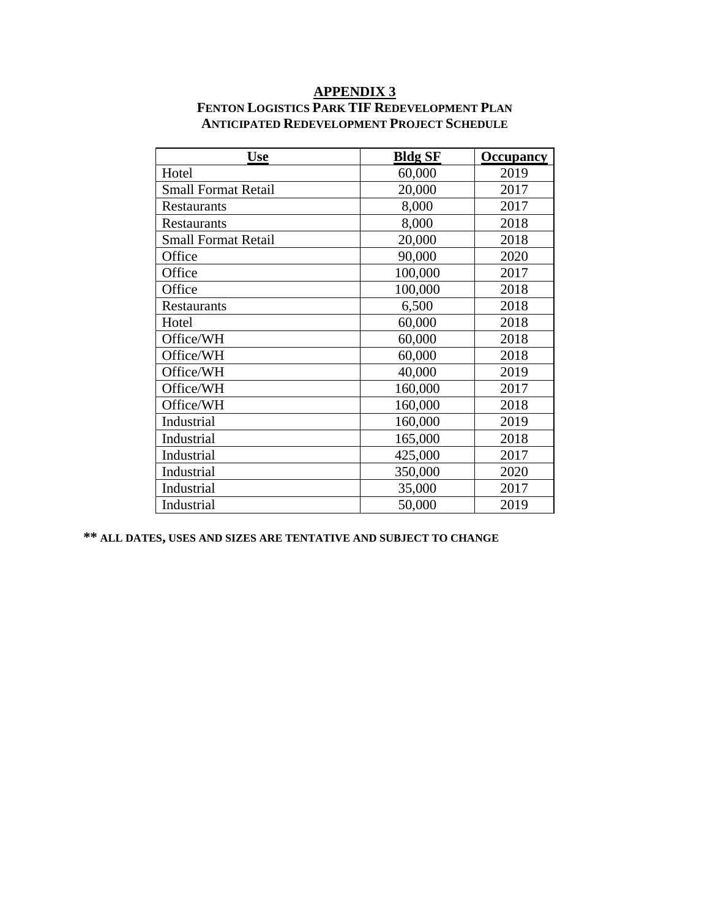# APPENDIX 3

## FENTON LOGISTICS PARK TIF REDEVELOPMENT PLAN
## ANTICIPATED REDEVELOPMENT PROJECT SCHEDULE

| Use | Bldg SF | Occupancy |
|---|---|---|
| Hotel | 60,000 | 2019 |
| Small Format Retail | 20,000 | 2017 |
| Restaurants | 8,000 | 2017 |
| Restaurants | 8,000 | 2018 |
| Small Format Retail | 20,000 | 2018 |
| Office | 90,000 | 2020 |
| Office | 100,000 | 2017 |
| Office | 100,000 | 2018 |
| Restaurants | 6,500 | 2018 |
| Hotel | 60,000 | 2018 |
| Office/WH | 60,000 | 2018 |
| Office/WH | 60,000 | 2018 |
| Office/WH | 40,000 | 2019 |
| Office/WH | 160,000 | 2017 |
| Office/WH | 160,000 | 2018 |
| Industrial | 160,000 | 2019 |
| Industrial | 165,000 | 2018 |
| Industrial | 425,000 | 2017 |
| Industrial | 350,000 | 2020 |
| Industrial | 35,000 | 2017 |
| Industrial | 50,000 | 2019 |

**\*\* ALL DATES, USES AND SIZES ARE TENTATIVE AND SUBJECT TO CHANGE**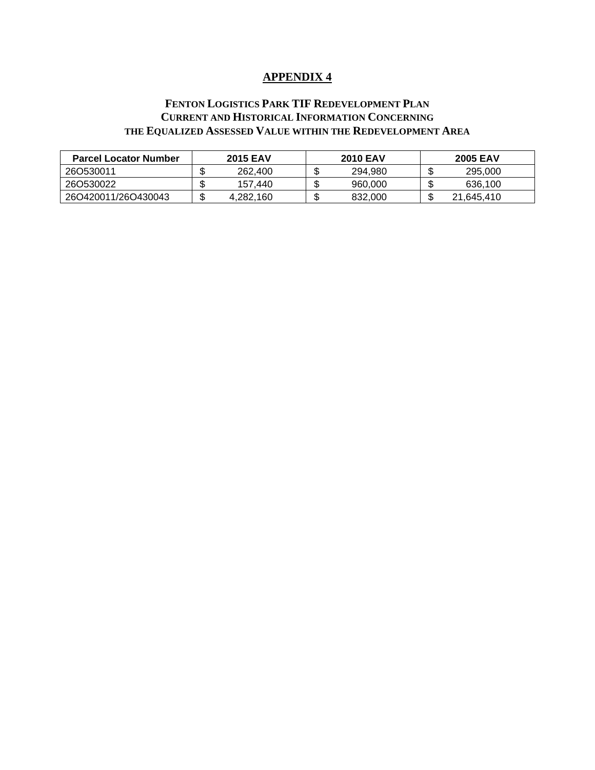# APPENDIX 4

## FENTON LOGISTICS PARK TIF REDEVELOPMENT PLAN
## CURRENT AND HISTORICAL INFORMATION CONCERNING
## THE EQUALIZED ASSESSED VALUE WITHIN THE REDEVELOPMENT AREA

| Parcel Locator Number | 2015 EAV | 2010 EAV | 2005 EAV |
|---|---|---|---|
| 26O530011 | $ 262,400 | $ 294,980 | $ 295,000 |
| 26O530022 | $ 157,440 | $ 960,000 | $ 636,100 |
| 26O420011/26O430043 | $ 4,282,160 | $ 832,000 | $ 21,645,410 |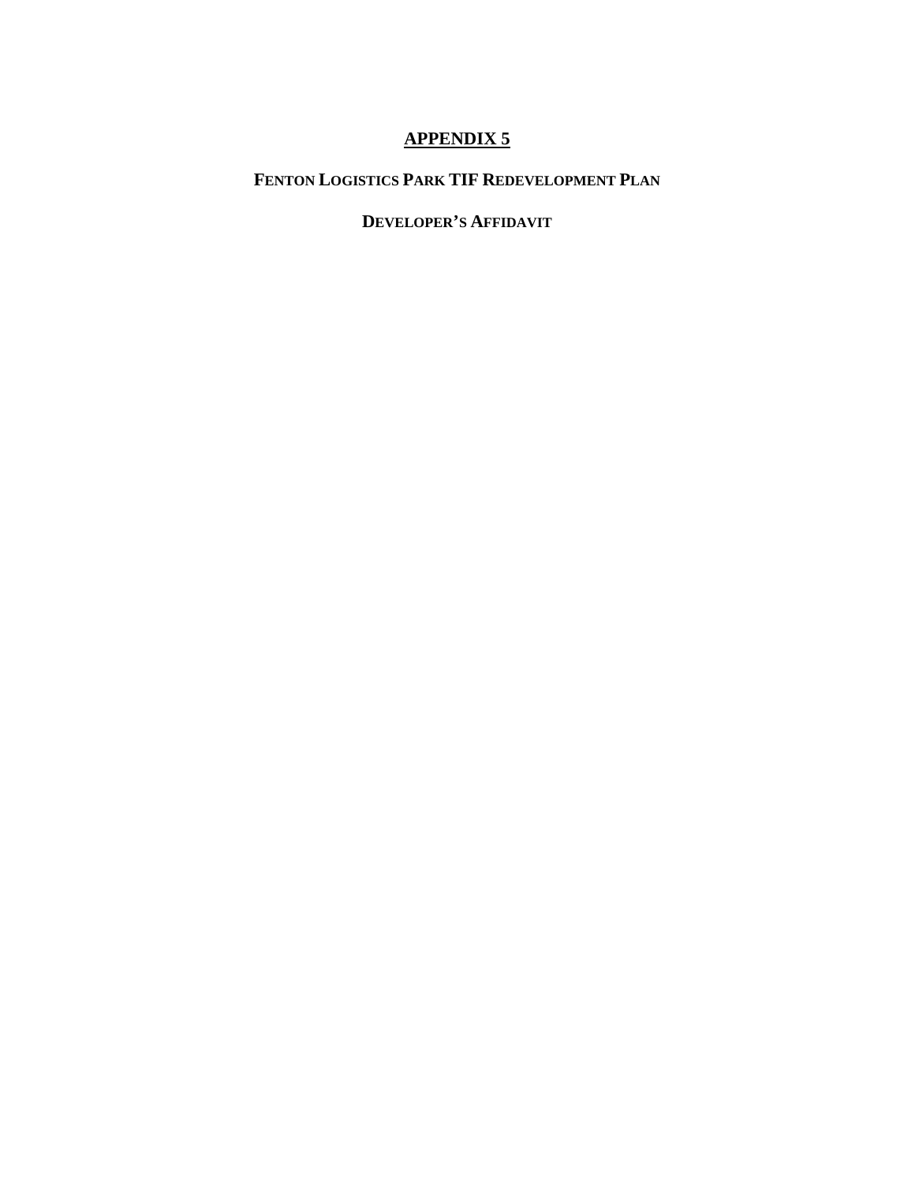# APPENDIX 5

## FENTON LOGISTICS PARK TIF REDEVELOPMENT PLAN

## DEVELOPER'S AFFIDAVIT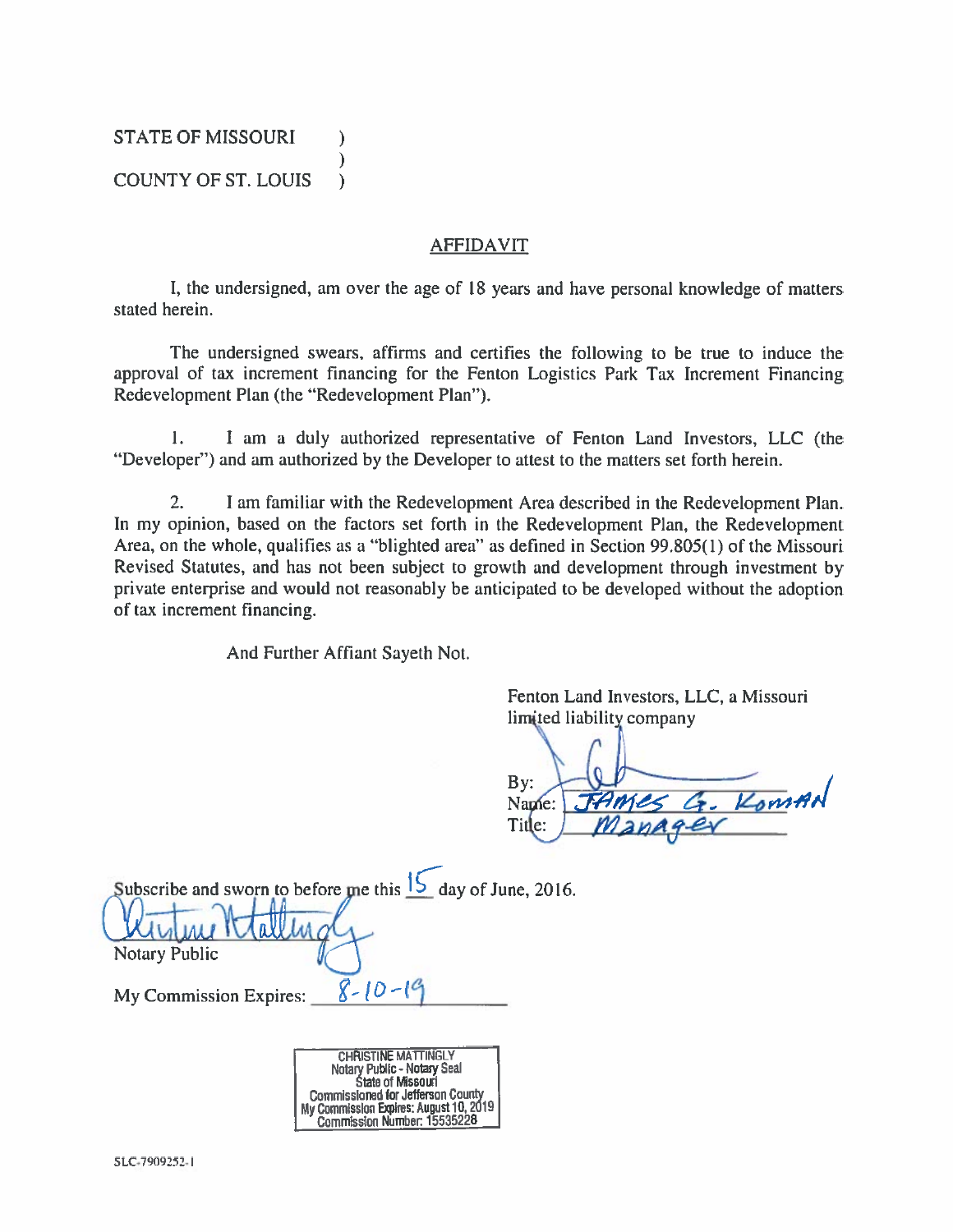STATE OF MISSOURI )
)
COUNTY OF ST. LOUIS )

## AFFIDAVIT

I, the undersigned, am over the age of 18 years and have personal knowledge of matters stated herein.

The undersigned swears, affirms and certifies the following to be true to induce the approval of tax increment financing for the Fenton Logistics Park Tax Increment Financing Redevelopment Plan (the "Redevelopment Plan").

1. I am a duly authorized representative of Fenton Land Investors, LLC (the "Developer") and am authorized by the Developer to attest to the matters set forth herein.

2. I am familiar with the Redevelopment Area described in the Redevelopment Plan. In my opinion, based on the factors set forth in the Redevelopment Plan, the Redevelopment Area, on the whole, qualifies as a "blighted area" as defined in Section 99.805(1) of the Missouri Revised Statutes, and has not been subject to growth and development through investment by private enterprise and would not reasonably be anticipated to be developed without the adoption of tax increment financing.

And Further Affiant Sayeth Not.

Fenton Land Investors, LLC, a Missouri limited liability company

By: [signature]
Name: James G. Koman
Title: Manager

Subscribe and sworn to before me this 15 day of June, 2016.

[signature]
Notary Public

My Commission Expires: 8-10-19

CHRISTINE MATTINGLY
Notary Public - Notary Seal
State of Missouri
Commissioned for Jefferson County
My Commission Expires: August 10, 2019
Commission Number: 15535228

SLC-7909252-1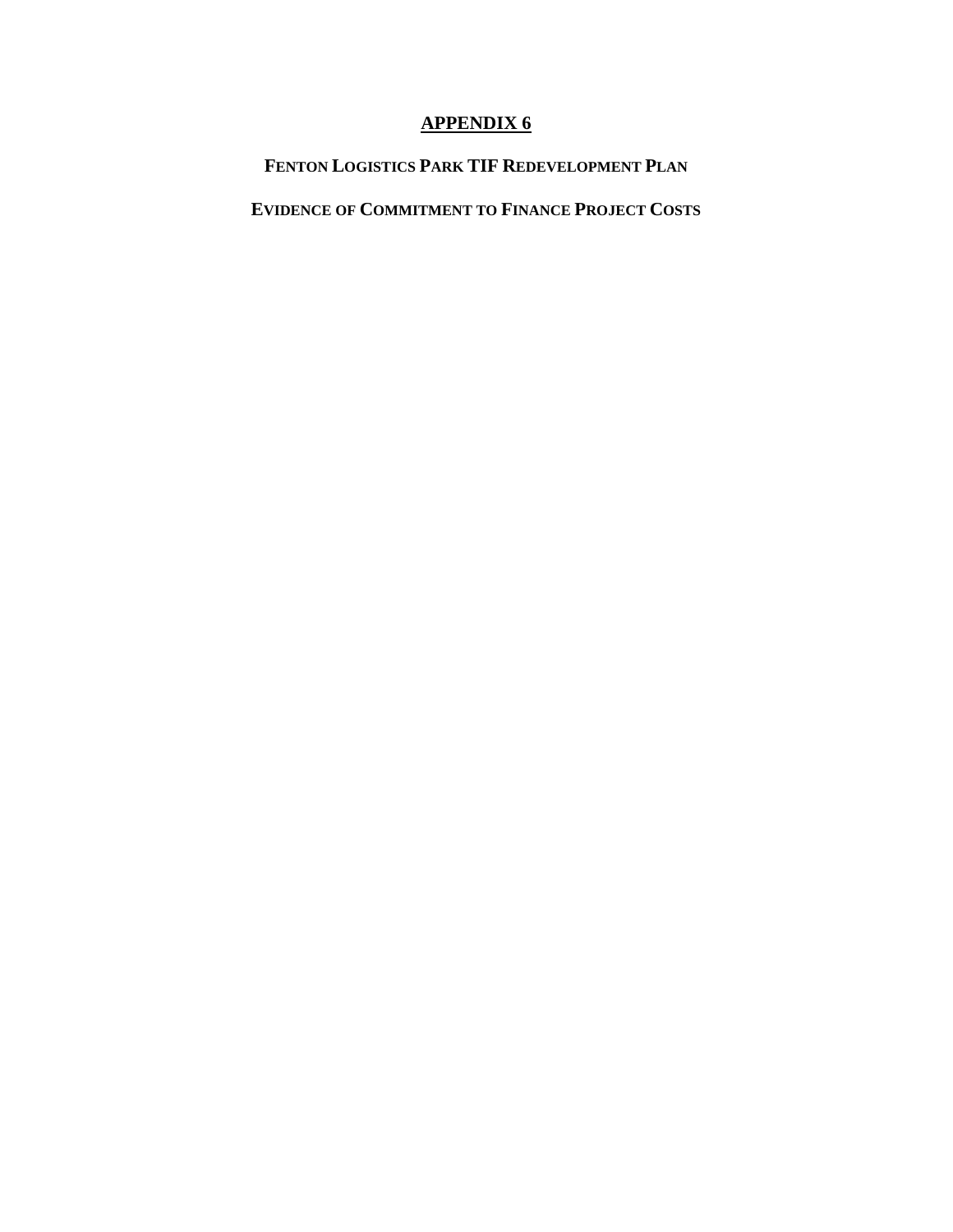# APPENDIX 6

## FENTON LOGISTICS PARK TIF REDEVELOPMENT PLAN

## EVIDENCE OF COMMITMENT TO FINANCE PROJECT COSTS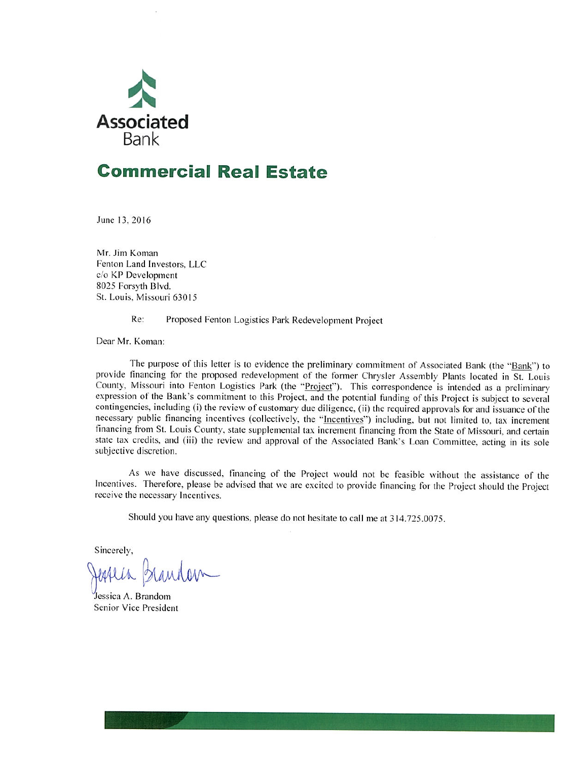Associated
Bank

## Commercial Real Estate

June 13, 2016

Mr. Jim Koman
Fenton Land Investors, LLC
c/o KP Development
8025 Forsyth Blvd.
St. Louis, Missouri 63015

Re: Proposed Fenton Logistics Park Redevelopment Project

Dear Mr. Koman:

The purpose of this letter is to evidence the preliminary commitment of Associated Bank (the "Bank") to provide financing for the proposed redevelopment of the former Chrysler Assembly Plants located in St. Louis County, Missouri into Fenton Logistics Park (the "Project"). This correspondence is intended as a preliminary expression of the Bank's commitment to this Project, and the potential funding of this Project is subject to several contingencies, including (i) the review of customary due diligence, (ii) the required approvals for and issuance of the necessary public financing incentives (collectively, the "Incentives") including, but not limited to, tax increment financing from St. Louis County, state supplemental tax increment financing from the State of Missouri, and certain state tax credits, and (iii) the review and approval of the Associated Bank's Loan Committee, acting in its sole subjective discretion.

As we have discussed, financing of the Project would not be feasible without the assistance of the Incentives. Therefore, please be advised that we are excited to provide financing for the Project should the Project receive the necessary Incentives.

Should you have any questions, please do not hesitate to call me at 314.725.0075.

Sincerely,

Jessica A. Brandom
Senior Vice President